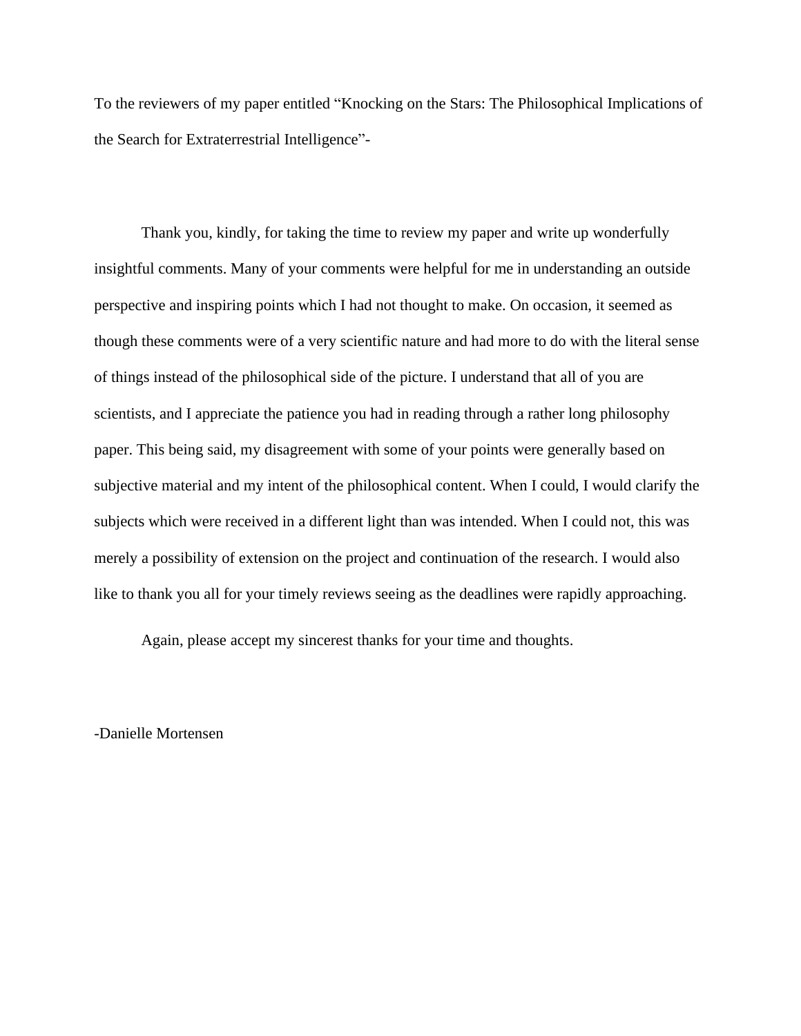To the reviewers of my paper entitled "Knocking on the Stars: The Philosophical Implications of the Search for Extraterrestrial Intelligence"-

Thank you, kindly, for taking the time to review my paper and write up wonderfully insightful comments. Many of your comments were helpful for me in understanding an outside perspective and inspiring points which I had not thought to make. On occasion, it seemed as though these comments were of a very scientific nature and had more to do with the literal sense of things instead of the philosophical side of the picture. I understand that all of you are scientists, and I appreciate the patience you had in reading through a rather long philosophy paper. This being said, my disagreement with some of your points were generally based on subjective material and my intent of the philosophical content. When I could, I would clarify the subjects which were received in a different light than was intended. When I could not, this was merely a possibility of extension on the project and continuation of the research. I would also like to thank you all for your timely reviews seeing as the deadlines were rapidly approaching.

Again, please accept my sincerest thanks for your time and thoughts.

-Danielle Mortensen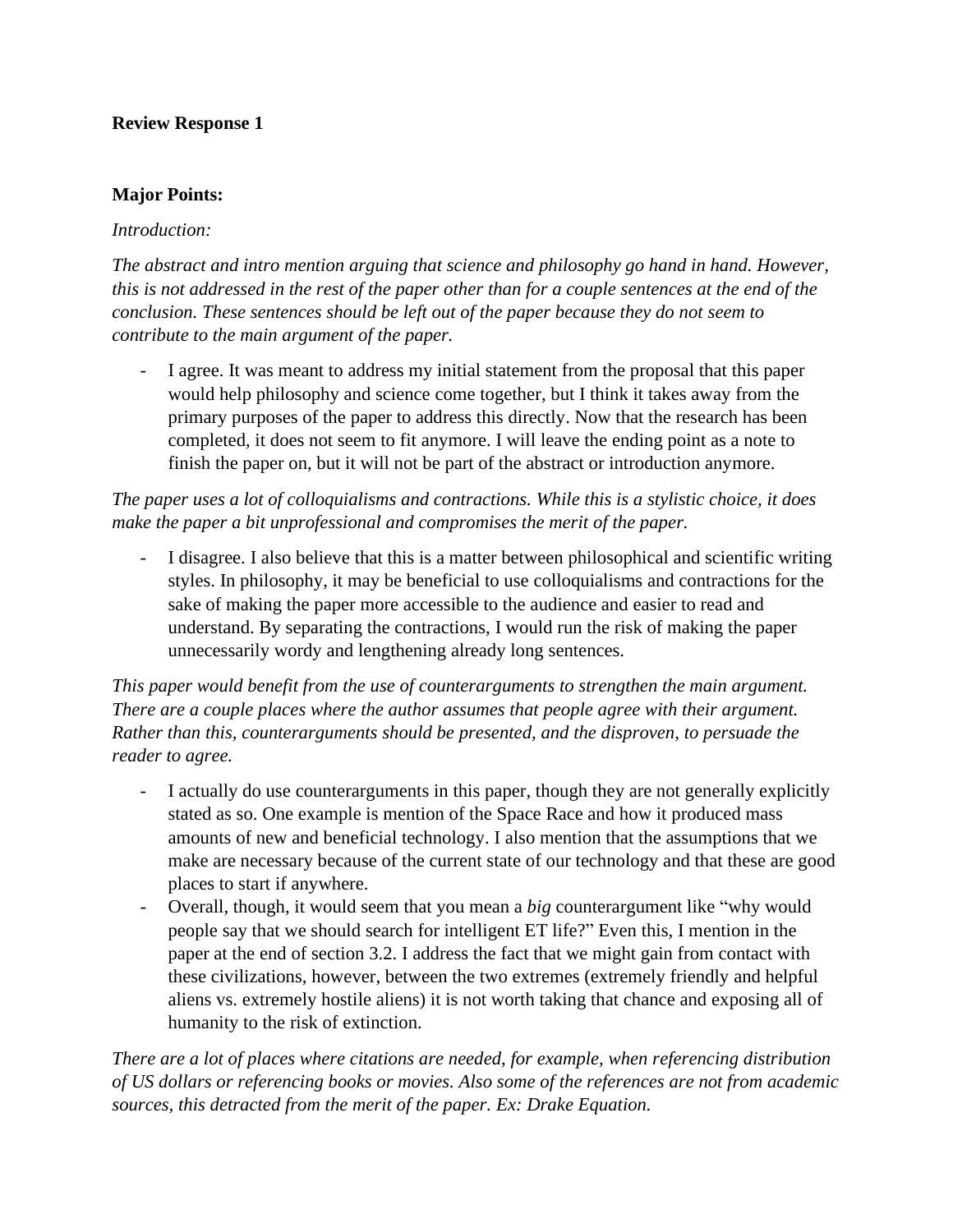**Review Response 1**

**Major Points:**

*Introduction:*

*The abstract and intro mention arguing that science and philosophy go hand in hand. However, this is not addressed in the rest of the paper other than for a couple sentences at the end of the conclusion. These sentences should be left out of the paper because they do not seem to contribute to the main argument of the paper.*

- I agree. It was meant to address my initial statement from the proposal that this paper would help philosophy and science come together, but I think it takes away from the primary purposes of the paper to address this directly. Now that the research has been completed, it does not seem to fit anymore. I will leave the ending point as a note to finish the paper on, but it will not be part of the abstract or introduction anymore.

*The paper uses a lot of colloquialisms and contractions. While this is a stylistic choice, it does make the paper a bit unprofessional and compromises the merit of the paper.*

- I disagree. I also believe that this is a matter between philosophical and scientific writing styles. In philosophy, it may be beneficial to use colloquialisms and contractions for the sake of making the paper more accessible to the audience and easier to read and understand. By separating the contractions, I would run the risk of making the paper unnecessarily wordy and lengthening already long sentences.

*This paper would benefit from the use of counterarguments to strengthen the main argument. There are a couple places where the author assumes that people agree with their argument. Rather than this, counterarguments should be presented, and the disproven, to persuade the reader to agree.*

- I actually do use counterarguments in this paper, though they are not generally explicitly stated as so. One example is mention of the Space Race and how it produced mass amounts of new and beneficial technology. I also mention that the assumptions that we make are necessary because of the current state of our technology and that these are good places to start if anywhere.
- Overall, though, it would seem that you mean a *big* counterargument like "why would people say that we should search for intelligent ET life?" Even this, I mention in the paper at the end of section 3.2. I address the fact that we might gain from contact with these civilizations, however, between the two extremes (extremely friendly and helpful aliens vs. extremely hostile aliens) it is not worth taking that chance and exposing all of humanity to the risk of extinction.

*There are a lot of places where citations are needed, for example, when referencing distribution of US dollars or referencing books or movies. Also some of the references are not from academic sources, this detracted from the merit of the paper. Ex: Drake Equation.*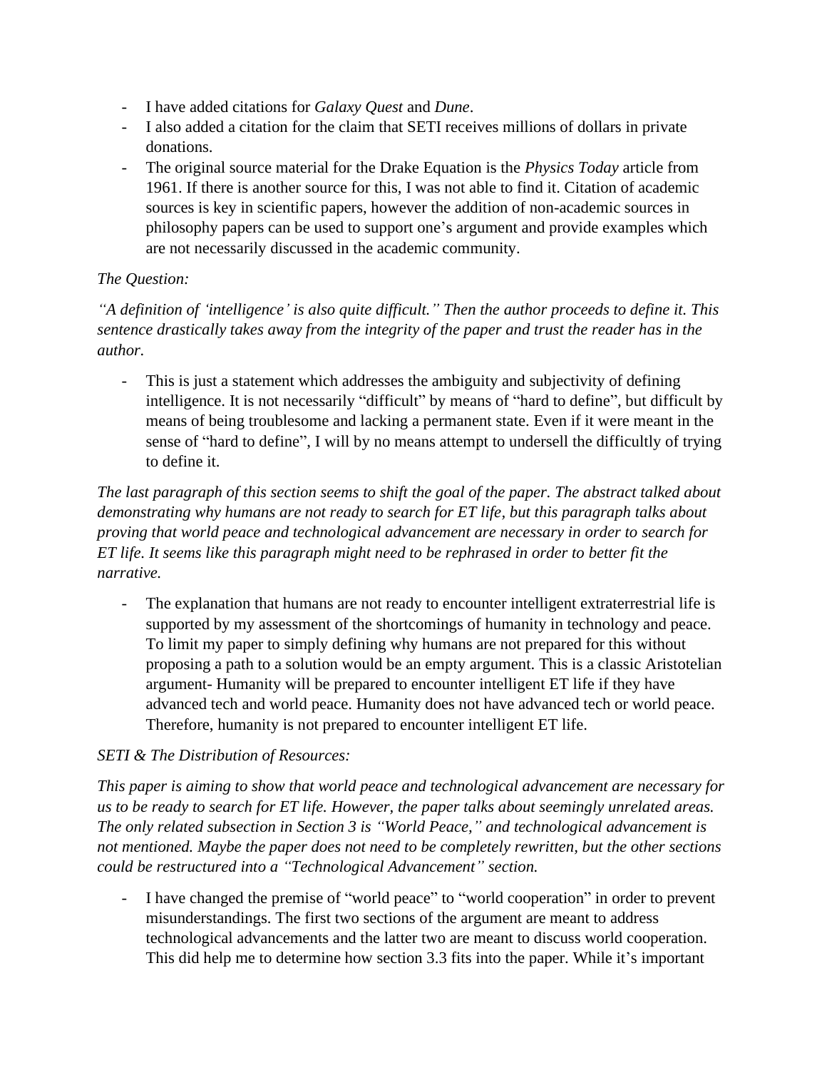- I have added citations for *Galaxy Quest* and *Dune*.
- I also added a citation for the claim that SETI receives millions of dollars in private donations.
- The original source material for the Drake Equation is the *Physics Today* article from 1961. If there is another source for this, I was not able to find it. Citation of academic sources is key in scientific papers, however the addition of non-academic sources in philosophy papers can be used to support one's argument and provide examples which are not necessarily discussed in the academic community.

*The Question:*

*"A definition of 'intelligence' is also quite difficult." Then the author proceeds to define it. This sentence drastically takes away from the integrity of the paper and trust the reader has in the author.*

- This is just a statement which addresses the ambiguity and subjectivity of defining intelligence. It is not necessarily "difficult" by means of "hard to define", but difficult by means of being troublesome and lacking a permanent state. Even if it were meant in the sense of "hard to define", I will by no means attempt to undersell the difficultly of trying to define it.

*The last paragraph of this section seems to shift the goal of the paper. The abstract talked about demonstrating why humans are not ready to search for ET life, but this paragraph talks about proving that world peace and technological advancement are necessary in order to search for ET life. It seems like this paragraph might need to be rephrased in order to better fit the narrative.*

- The explanation that humans are not ready to encounter intelligent extraterrestrial life is supported by my assessment of the shortcomings of humanity in technology and peace. To limit my paper to simply defining why humans are not prepared for this without proposing a path to a solution would be an empty argument. This is a classic Aristotelian argument- Humanity will be prepared to encounter intelligent ET life if they have advanced tech and world peace. Humanity does not have advanced tech or world peace. Therefore, humanity is not prepared to encounter intelligent ET life.

*SETI & The Distribution of Resources:*

*This paper is aiming to show that world peace and technological advancement are necessary for us to be ready to search for ET life. However, the paper talks about seemingly unrelated areas. The only related subsection in Section 3 is "World Peace," and technological advancement is not mentioned. Maybe the paper does not need to be completely rewritten, but the other sections could be restructured into a "Technological Advancement" section.*

- I have changed the premise of "world peace" to "world cooperation" in order to prevent misunderstandings. The first two sections of the argument are meant to address technological advancements and the latter two are meant to discuss world cooperation. This did help me to determine how section 3.3 fits into the paper. While it's important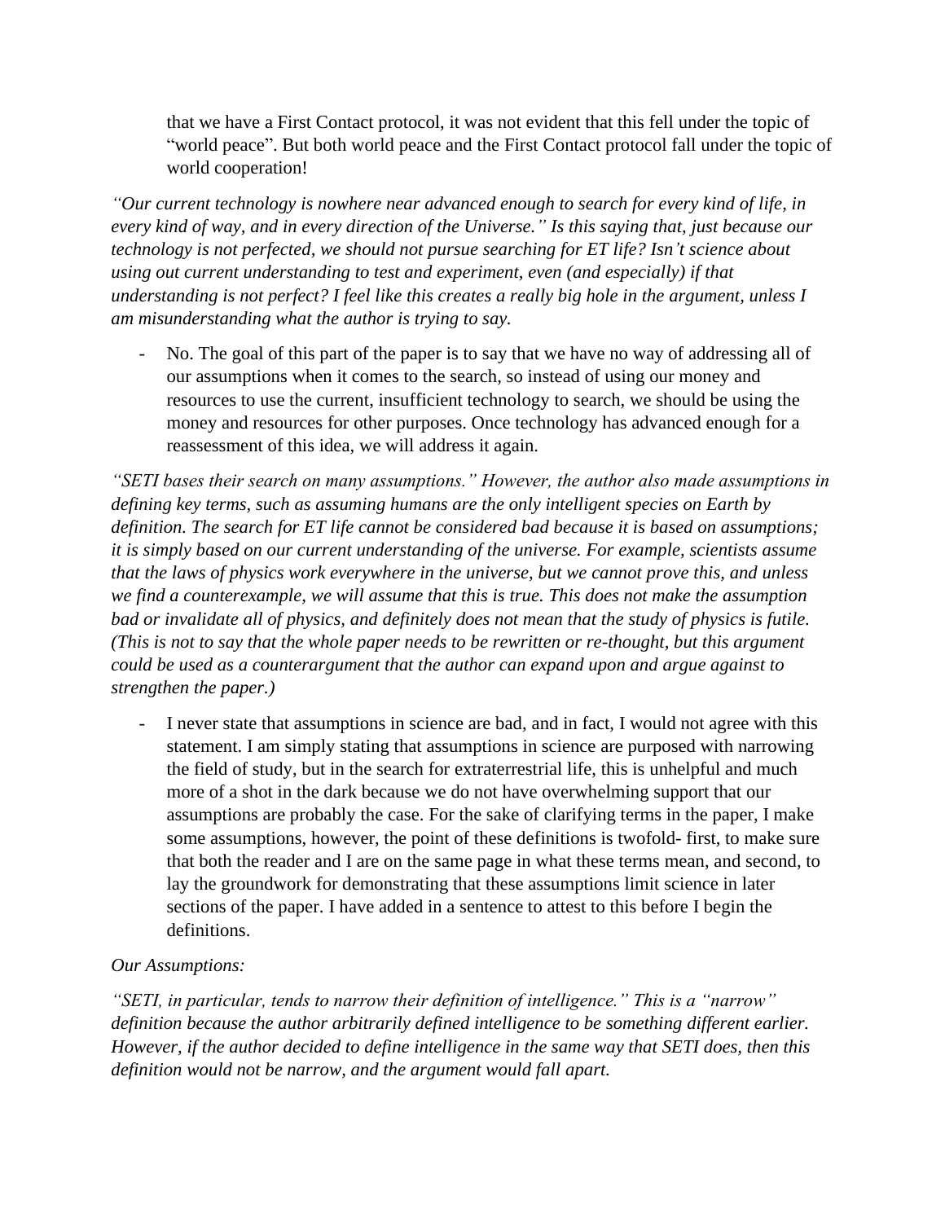that we have a First Contact protocol, it was not evident that this fell under the topic of "world peace". But both world peace and the First Contact protocol fall under the topic of world cooperation!

*"Our current technology is nowhere near advanced enough to search for every kind of life, in every kind of way, and in every direction of the Universe." Is this saying that, just because our technology is not perfected, we should not pursue searching for ET life? Isn't science about using out current understanding to test and experiment, even (and especially) if that understanding is not perfect? I feel like this creates a really big hole in the argument, unless I am misunderstanding what the author is trying to say.*

- No. The goal of this part of the paper is to say that we have no way of addressing all of our assumptions when it comes to the search, so instead of using our money and resources to use the current, insufficient technology to search, we should be using the money and resources for other purposes. Once technology has advanced enough for a reassessment of this idea, we will address it again.

*"SETI bases their search on many assumptions." However, the author also made assumptions in defining key terms, such as assuming humans are the only intelligent species on Earth by definition. The search for ET life cannot be considered bad because it is based on assumptions; it is simply based on our current understanding of the universe. For example, scientists assume that the laws of physics work everywhere in the universe, but we cannot prove this, and unless we find a counterexample, we will assume that this is true. This does not make the assumption bad or invalidate all of physics, and definitely does not mean that the study of physics is futile. (This is not to say that the whole paper needs to be rewritten or re-thought, but this argument could be used as a counterargument that the author can expand upon and argue against to strengthen the paper.)*

- I never state that assumptions in science are bad, and in fact, I would not agree with this statement. I am simply stating that assumptions in science are purposed with narrowing the field of study, but in the search for extraterrestrial life, this is unhelpful and much more of a shot in the dark because we do not have overwhelming support that our assumptions are probably the case. For the sake of clarifying terms in the paper, I make some assumptions, however, the point of these definitions is twofold- first, to make sure that both the reader and I are on the same page in what these terms mean, and second, to lay the groundwork for demonstrating that these assumptions limit science in later sections of the paper. I have added in a sentence to attest to this before I begin the definitions.

*Our Assumptions:*

*"SETI, in particular, tends to narrow their definition of intelligence." This is a "narrow" definition because the author arbitrarily defined intelligence to be something different earlier. However, if the author decided to define intelligence in the same way that SETI does, then this definition would not be narrow, and the argument would fall apart.*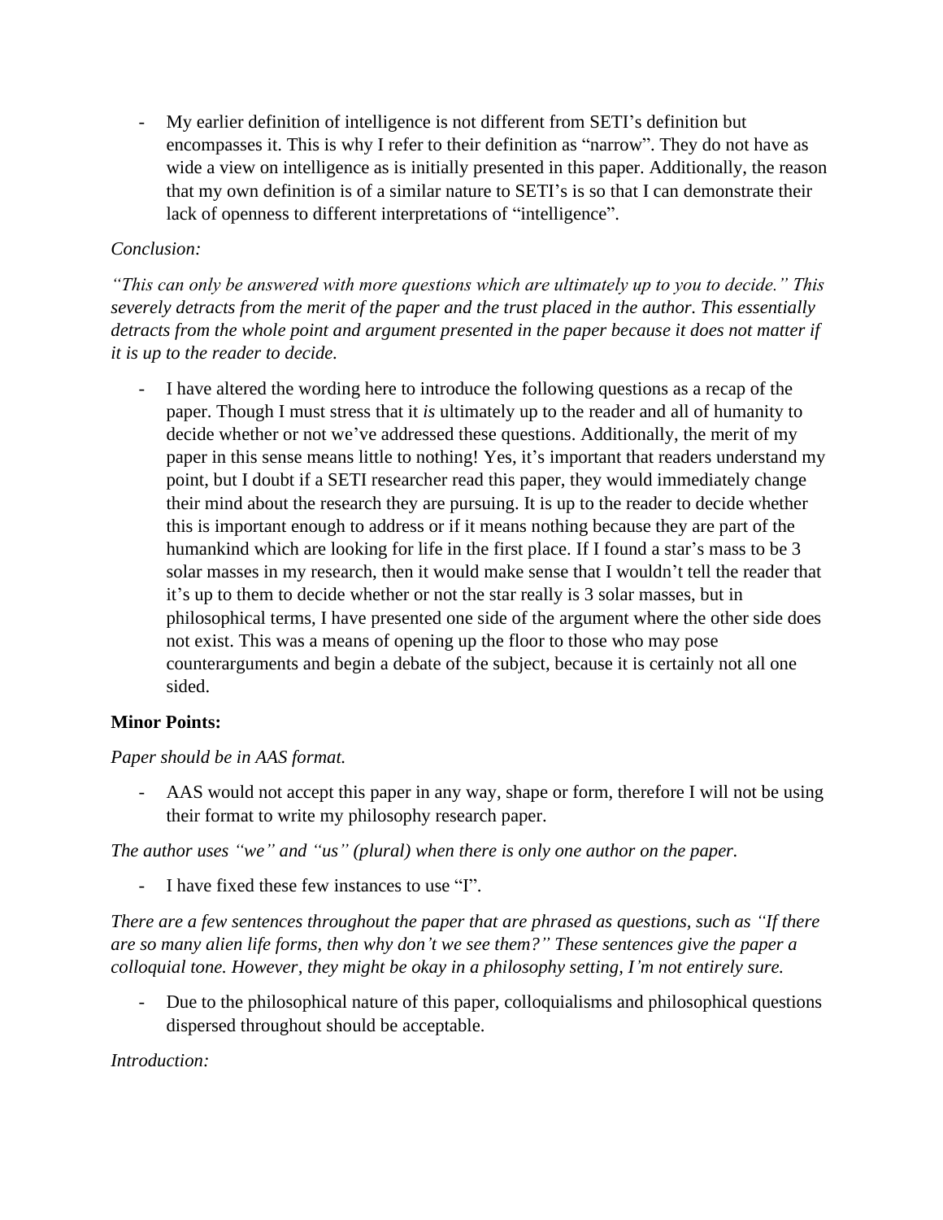- My earlier definition of intelligence is not different from SETI's definition but encompasses it. This is why I refer to their definition as "narrow". They do not have as wide a view on intelligence as is initially presented in this paper. Additionally, the reason that my own definition is of a similar nature to SETI's is so that I can demonstrate their lack of openness to different interpretations of "intelligence".

*Conclusion:*

*"This can only be answered with more questions which are ultimately up to you to decide." This severely detracts from the merit of the paper and the trust placed in the author. This essentially detracts from the whole point and argument presented in the paper because it does not matter if it is up to the reader to decide.*

- I have altered the wording here to introduce the following questions as a recap of the paper. Though I must stress that it *is* ultimately up to the reader and all of humanity to decide whether or not we've addressed these questions. Additionally, the merit of my paper in this sense means little to nothing! Yes, it's important that readers understand my point, but I doubt if a SETI researcher read this paper, they would immediately change their mind about the research they are pursuing. It is up to the reader to decide whether this is important enough to address or if it means nothing because they are part of the humankind which are looking for life in the first place. If I found a star's mass to be 3 solar masses in my research, then it would make sense that I wouldn't tell the reader that it's up to them to decide whether or not the star really is 3 solar masses, but in philosophical terms, I have presented one side of the argument where the other side does not exist. This was a means of opening up the floor to those who may pose counterarguments and begin a debate of the subject, because it is certainly not all one sided.

**Minor Points:**

*Paper should be in AAS format.*

- AAS would not accept this paper in any way, shape or form, therefore I will not be using their format to write my philosophy research paper.

*The author uses "we" and "us" (plural) when there is only one author on the paper.*

- I have fixed these few instances to use "I".

*There are a few sentences throughout the paper that are phrased as questions, such as "If there are so many alien life forms, then why don't we see them?" These sentences give the paper a colloquial tone. However, they might be okay in a philosophy setting, I'm not entirely sure.*

- Due to the philosophical nature of this paper, colloquialisms and philosophical questions dispersed throughout should be acceptable.

*Introduction:*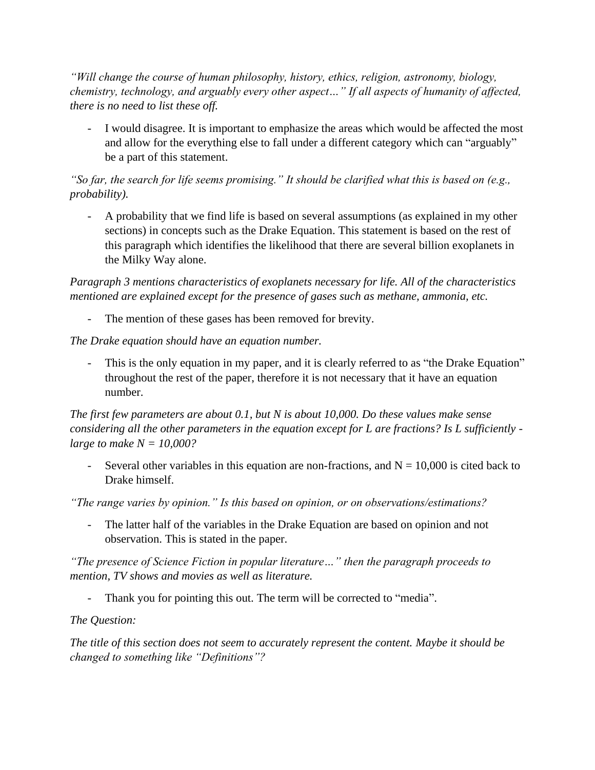*"Will change the course of human philosophy, history, ethics, religion, astronomy, biology, chemistry, technology, and arguably every other aspect…" If all aspects of humanity of affected, there is no need to list these off.*

- I would disagree. It is important to emphasize the areas which would be affected the most and allow for the everything else to fall under a different category which can "arguably" be a part of this statement.

*"So far, the search for life seems promising." It should be clarified what this is based on (e.g., probability).*

- A probability that we find life is based on several assumptions (as explained in my other sections) in concepts such as the Drake Equation. This statement is based on the rest of this paragraph which identifies the likelihood that there are several billion exoplanets in the Milky Way alone.

*Paragraph 3 mentions characteristics of exoplanets necessary for life. All of the characteristics mentioned are explained except for the presence of gases such as methane, ammonia, etc.*

- The mention of these gases has been removed for brevity.

*The Drake equation should have an equation number.*

- This is the only equation in my paper, and it is clearly referred to as "the Drake Equation" throughout the rest of the paper, therefore it is not necessary that it have an equation number.

*The first few parameters are about 0.1, but N is about 10,000. Do these values make sense considering all the other parameters in the equation except for L are fractions? Is L sufficiently -large to make N = 10,000?*

- Several other variables in this equation are non-fractions, and $N = 10,000$ is cited back to Drake himself.

*"The range varies by opinion." Is this based on opinion, or on observations/estimations?*

- The latter half of the variables in the Drake Equation are based on opinion and not observation. This is stated in the paper.

*"The presence of Science Fiction in popular literature…" then the paragraph proceeds to mention, TV shows and movies as well as literature.*

- Thank you for pointing this out. The term will be corrected to "media".

*The Question:*

*The title of this section does not seem to accurately represent the content. Maybe it should be changed to something like "Definitions"?*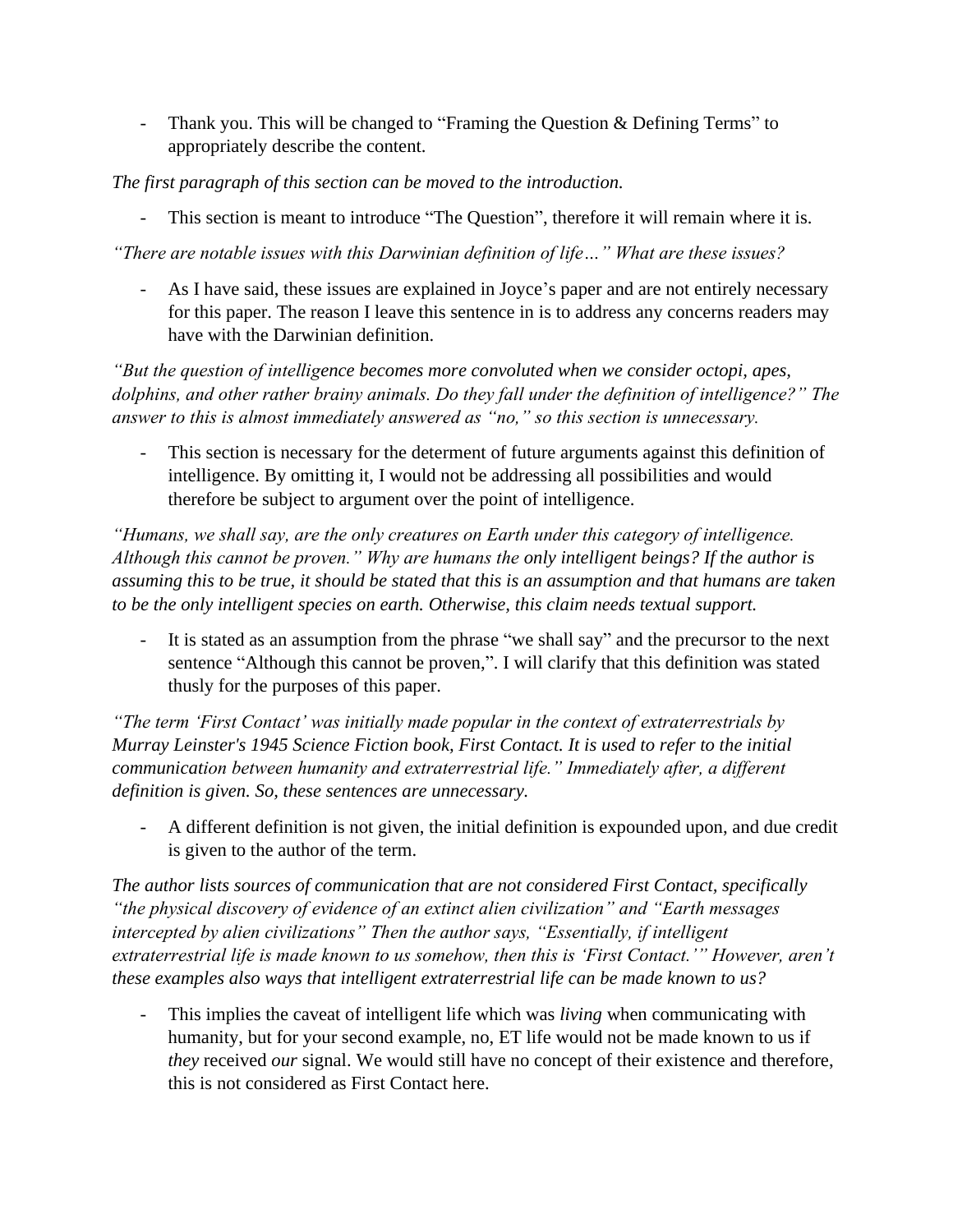- Thank you. This will be changed to "Framing the Question & Defining Terms" to appropriately describe the content.

*The first paragraph of this section can be moved to the introduction.*

- This section is meant to introduce "The Question", therefore it will remain where it is.

*"There are notable issues with this Darwinian definition of life…" What are these issues?*

- As I have said, these issues are explained in Joyce's paper and are not entirely necessary for this paper. The reason I leave this sentence in is to address any concerns readers may have with the Darwinian definition.

*"But the question of intelligence becomes more convoluted when we consider octopi, apes, dolphins, and other rather brainy animals. Do they fall under the definition of intelligence?" The answer to this is almost immediately answered as "no," so this section is unnecessary.*

- This section is necessary for the determent of future arguments against this definition of intelligence. By omitting it, I would not be addressing all possibilities and would therefore be subject to argument over the point of intelligence.

*"Humans, we shall say, are the only creatures on Earth under this category of intelligence. Although this cannot be proven." Why are humans the only intelligent beings? If the author is assuming this to be true, it should be stated that this is an assumption and that humans are taken to be the only intelligent species on earth. Otherwise, this claim needs textual support.*

- It is stated as an assumption from the phrase "we shall say" and the precursor to the next sentence "Although this cannot be proven,". I will clarify that this definition was stated thusly for the purposes of this paper.

*"The term 'First Contact' was initially made popular in the context of extraterrestrials by Murray Leinster's 1945 Science Fiction book, First Contact. It is used to refer to the initial communication between humanity and extraterrestrial life." Immediately after, a different definition is given. So, these sentences are unnecessary.*

- A different definition is not given, the initial definition is expounded upon, and due credit is given to the author of the term.

*The author lists sources of communication that are not considered First Contact, specifically "the physical discovery of evidence of an extinct alien civilization" and "Earth messages intercepted by alien civilizations" Then the author says, "Essentially, if intelligent extraterrestrial life is made known to us somehow, then this is 'First Contact.'" However, aren't these examples also ways that intelligent extraterrestrial life can be made known to us?*

- This implies the caveat of intelligent life which was *living* when communicating with humanity, but for your second example, no, ET life would not be made known to us if *they* received *our* signal. We would still have no concept of their existence and therefore, this is not considered as First Contact here.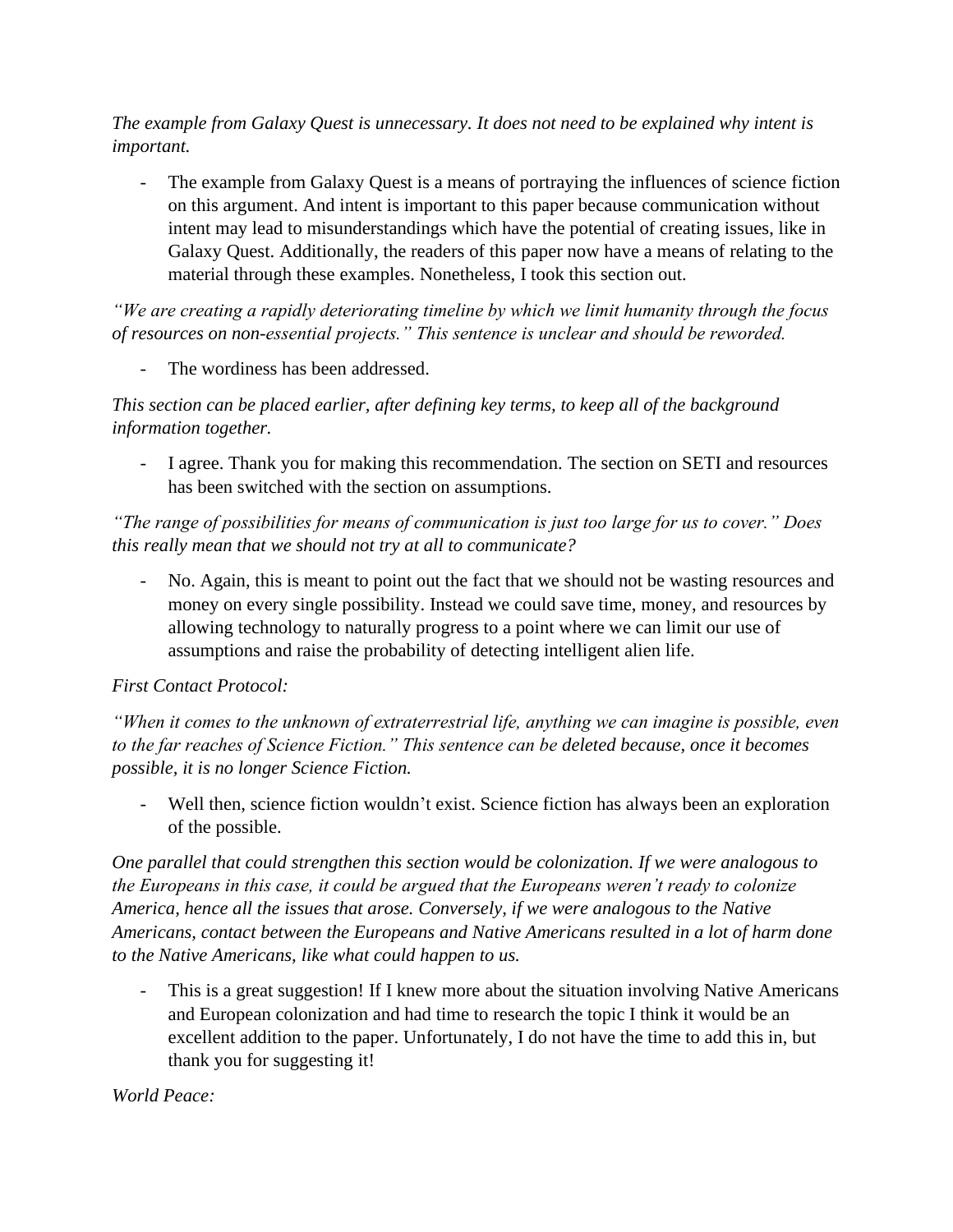*The example from Galaxy Quest is unnecessary. It does not need to be explained why intent is important.*

- The example from Galaxy Quest is a means of portraying the influences of science fiction on this argument. And intent is important to this paper because communication without intent may lead to misunderstandings which have the potential of creating issues, like in Galaxy Quest. Additionally, the readers of this paper now have a means of relating to the material through these examples. Nonetheless, I took this section out.

*"We are creating a rapidly deteriorating timeline by which we limit humanity through the focus of resources on non-essential projects." This sentence is unclear and should be reworded.*

- The wordiness has been addressed.

*This section can be placed earlier, after defining key terms, to keep all of the background information together.*

- I agree. Thank you for making this recommendation. The section on SETI and resources has been switched with the section on assumptions.

*"The range of possibilities for means of communication is just too large for us to cover." Does this really mean that we should not try at all to communicate?*

- No. Again, this is meant to point out the fact that we should not be wasting resources and money on every single possibility. Instead we could save time, money, and resources by allowing technology to naturally progress to a point where we can limit our use of assumptions and raise the probability of detecting intelligent alien life.

*First Contact Protocol:*

*"When it comes to the unknown of extraterrestrial life, anything we can imagine is possible, even to the far reaches of Science Fiction." This sentence can be deleted because, once it becomes possible, it is no longer Science Fiction.*

- Well then, science fiction wouldn't exist. Science fiction has always been an exploration of the possible.

*One parallel that could strengthen this section would be colonization. If we were analogous to the Europeans in this case, it could be argued that the Europeans weren't ready to colonize America, hence all the issues that arose. Conversely, if we were analogous to the Native Americans, contact between the Europeans and Native Americans resulted in a lot of harm done to the Native Americans, like what could happen to us.*

- This is a great suggestion! If I knew more about the situation involving Native Americans and European colonization and had time to research the topic I think it would be an excellent addition to the paper. Unfortunately, I do not have the time to add this in, but thank you for suggesting it!

*World Peace:*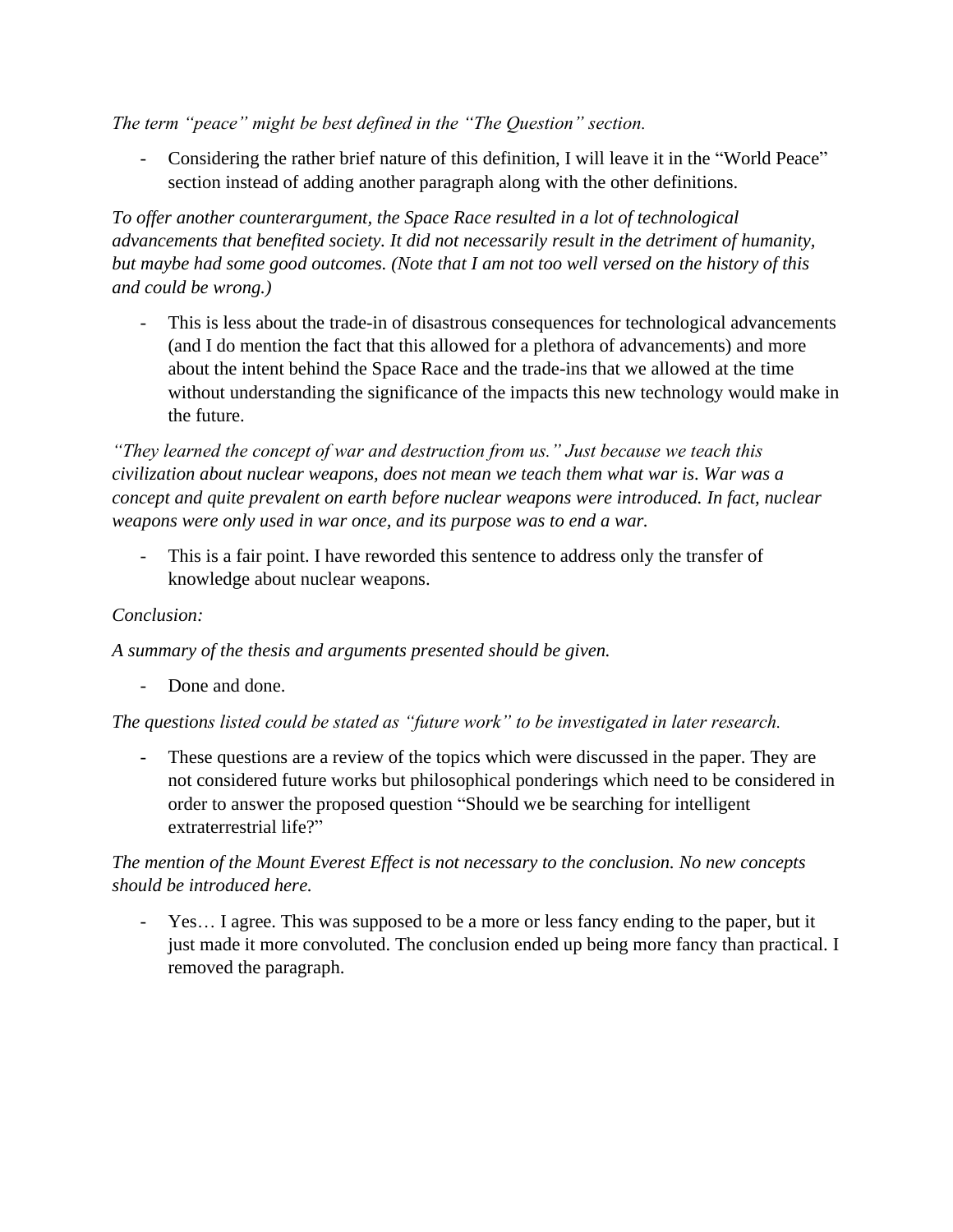*The term "peace" might be best defined in the "The Question" section.*

- Considering the rather brief nature of this definition, I will leave it in the "World Peace" section instead of adding another paragraph along with the other definitions.

*To offer another counterargument, the Space Race resulted in a lot of technological advancements that benefited society. It did not necessarily result in the detriment of humanity, but maybe had some good outcomes. (Note that I am not too well versed on the history of this and could be wrong.)*

- This is less about the trade-in of disastrous consequences for technological advancements (and I do mention the fact that this allowed for a plethora of advancements) and more about the intent behind the Space Race and the trade-ins that we allowed at the time without understanding the significance of the impacts this new technology would make in the future.

*"They learned the concept of war and destruction from us." Just because we teach this civilization about nuclear weapons, does not mean we teach them what war is. War was a concept and quite prevalent on earth before nuclear weapons were introduced. In fact, nuclear weapons were only used in war once, and its purpose was to end a war.*

- This is a fair point. I have reworded this sentence to address only the transfer of knowledge about nuclear weapons.

*Conclusion:*

*A summary of the thesis and arguments presented should be given.*

- Done and done.

*The questions listed could be stated as "future work" to be investigated in later research.*

- These questions are a review of the topics which were discussed in the paper. They are not considered future works but philosophical ponderings which need to be considered in order to answer the proposed question "Should we be searching for intelligent extraterrestrial life?"

*The mention of the Mount Everest Effect is not necessary to the conclusion. No new concepts should be introduced here.*

- Yes… I agree. This was supposed to be a more or less fancy ending to the paper, but it just made it more convoluted. The conclusion ended up being more fancy than practical. I removed the paragraph.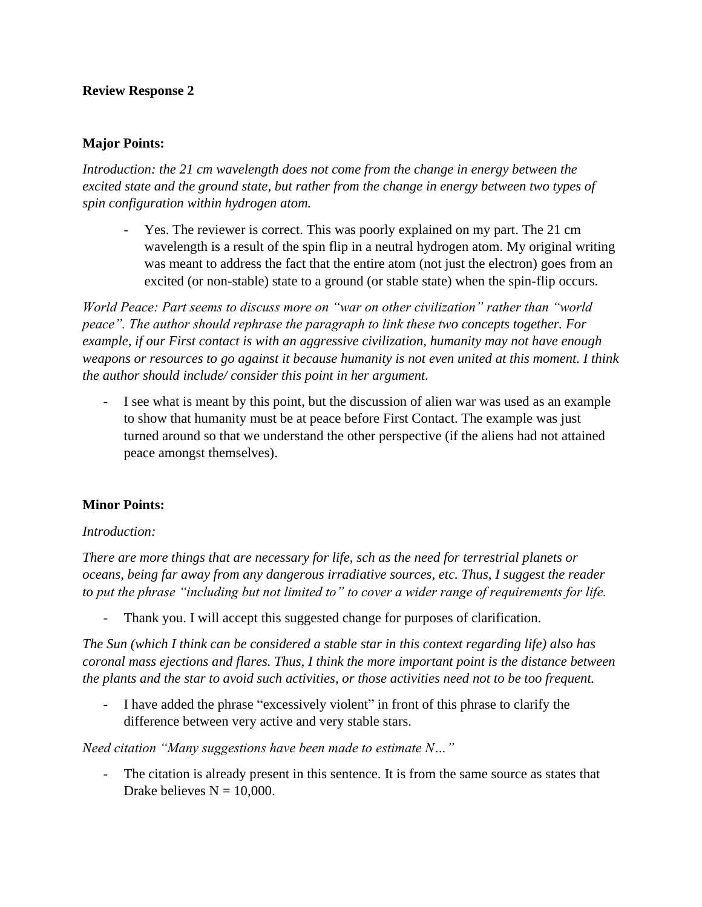**Review Response 2**

**Major Points:**

*Introduction: the 21 cm wavelength does not come from the change in energy between the excited state and the ground state, but rather from the change in energy between two types of spin configuration within hydrogen atom.*

- Yes. The reviewer is correct. This was poorly explained on my part. The 21 cm wavelength is a result of the spin flip in a neutral hydrogen atom. My original writing was meant to address the fact that the entire atom (not just the electron) goes from an excited (or non-stable) state to a ground (or stable state) when the spin-flip occurs.

*World Peace: Part seems to discuss more on "war on other civilization" rather than "world peace". The author should rephrase the paragraph to link these two concepts together. For example, if our First contact is with an aggressive civilization, humanity may not have enough weapons or resources to go against it because humanity is not even united at this moment. I think the author should include/ consider this point in her argument.*

- I see what is meant by this point, but the discussion of alien war was used as an example to show that humanity must be at peace before First Contact. The example was just turned around so that we understand the other perspective (if the aliens had not attained peace amongst themselves).

**Minor Points:**

*Introduction:*

*There are more things that are necessary for life, sch as the need for terrestrial planets or oceans, being far away from any dangerous irradiative sources, etc. Thus, I suggest the reader to put the phrase "including but not limited to" to cover a wider range of requirements for life.*

- Thank you. I will accept this suggested change for purposes of clarification.

*The Sun (which I think can be considered a stable star in this context regarding life) also has coronal mass ejections and flares. Thus, I think the more important point is the distance between the plants and the star to avoid such activities, or those activities need not to be too frequent.*

- I have added the phrase "excessively violent" in front of this phrase to clarify the difference between very active and very stable stars.

*Need citation "Many suggestions have been made to estimate N…"*

- The citation is already present in this sentence. It is from the same source as states that Drake believes N = 10,000.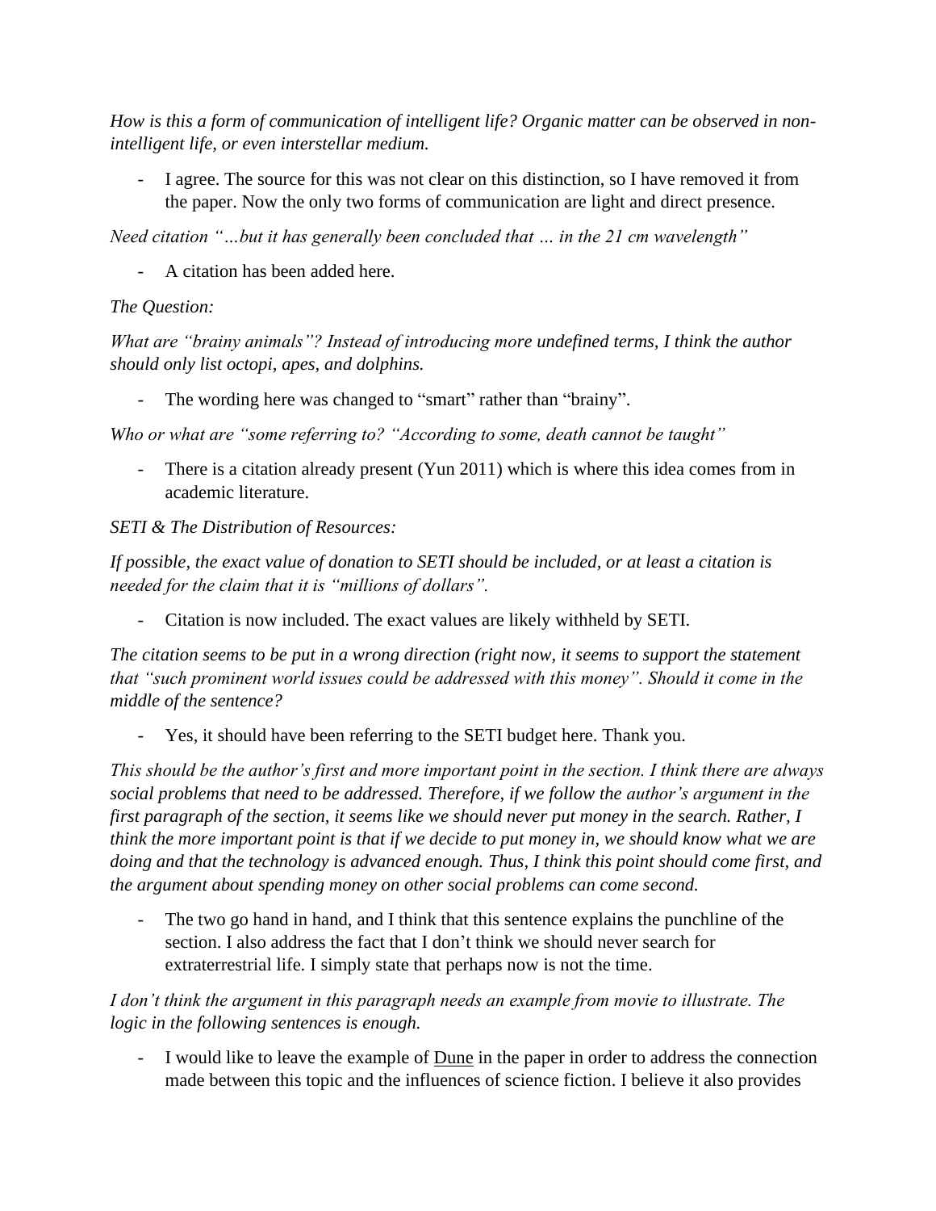*How is this a form of communication of intelligent life? Organic matter can be observed in non-intelligent life, or even interstellar medium.*

- I agree. The source for this was not clear on this distinction, so I have removed it from the paper. Now the only two forms of communication are light and direct presence.

*Need citation "…but it has generally been concluded that … in the 21 cm wavelength"*

- A citation has been added here.

*The Question:*

*What are "brainy animals"? Instead of introducing more undefined terms, I think the author should only list octopi, apes, and dolphins.*

- The wording here was changed to "smart" rather than "brainy".

*Who or what are "some referring to? "According to some, death cannot be taught"*

- There is a citation already present (Yun 2011) which is where this idea comes from in academic literature.

*SETI & The Distribution of Resources:*

*If possible, the exact value of donation to SETI should be included, or at least a citation is needed for the claim that it is "millions of dollars".*

- Citation is now included. The exact values are likely withheld by SETI.

*The citation seems to be put in a wrong direction (right now, it seems to support the statement that "such prominent world issues could be addressed with this money". Should it come in the middle of the sentence?*

- Yes, it should have been referring to the SETI budget here. Thank you.

*This should be the author's first and more important point in the section. I think there are always social problems that need to be addressed. Therefore, if we follow the author's argument in the first paragraph of the section, it seems like we should never put money in the search. Rather, I think the more important point is that if we decide to put money in, we should know what we are doing and that the technology is advanced enough. Thus, I think this point should come first, and the argument about spending money on other social problems can come second.*

- The two go hand in hand, and I think that this sentence explains the punchline of the section. I also address the fact that I don't think we should never search for extraterrestrial life. I simply state that perhaps now is not the time.

*I don't think the argument in this paragraph needs an example from movie to illustrate. The logic in the following sentences is enough.*

- I would like to leave the example of Dune in the paper in order to address the connection made between this topic and the influences of science fiction. I believe it also provides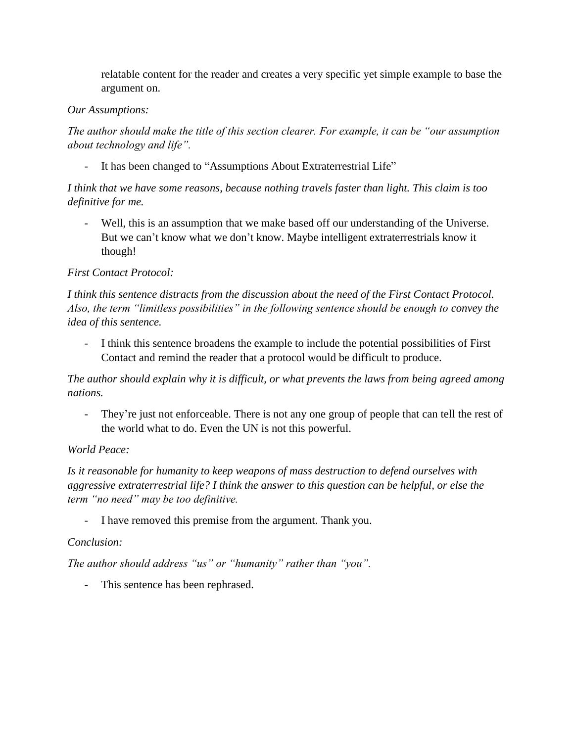relatable content for the reader and creates a very specific yet simple example to base the argument on.

*Our Assumptions:*

*The author should make the title of this section clearer. For example, it can be "our assumption about technology and life".*

- It has been changed to "Assumptions About Extraterrestrial Life"

*I think that we have some reasons, because nothing travels faster than light. This claim is too definitive for me.*

- Well, this is an assumption that we make based off our understanding of the Universe. But we can't know what we don't know. Maybe intelligent extraterrestrials know it though!

*First Contact Protocol:*

*I think this sentence distracts from the discussion about the need of the First Contact Protocol. Also, the term "limitless possibilities" in the following sentence should be enough to convey the idea of this sentence.*

- I think this sentence broadens the example to include the potential possibilities of First Contact and remind the reader that a protocol would be difficult to produce.

*The author should explain why it is difficult, or what prevents the laws from being agreed among nations.*

- They're just not enforceable. There is not any one group of people that can tell the rest of the world what to do. Even the UN is not this powerful.

*World Peace:*

*Is it reasonable for humanity to keep weapons of mass destruction to defend ourselves with aggressive extraterrestrial life? I think the answer to this question can be helpful, or else the term "no need" may be too definitive.*

- I have removed this premise from the argument. Thank you.

*Conclusion:*

*The author should address "us" or "humanity" rather than "you".*

- This sentence has been rephrased.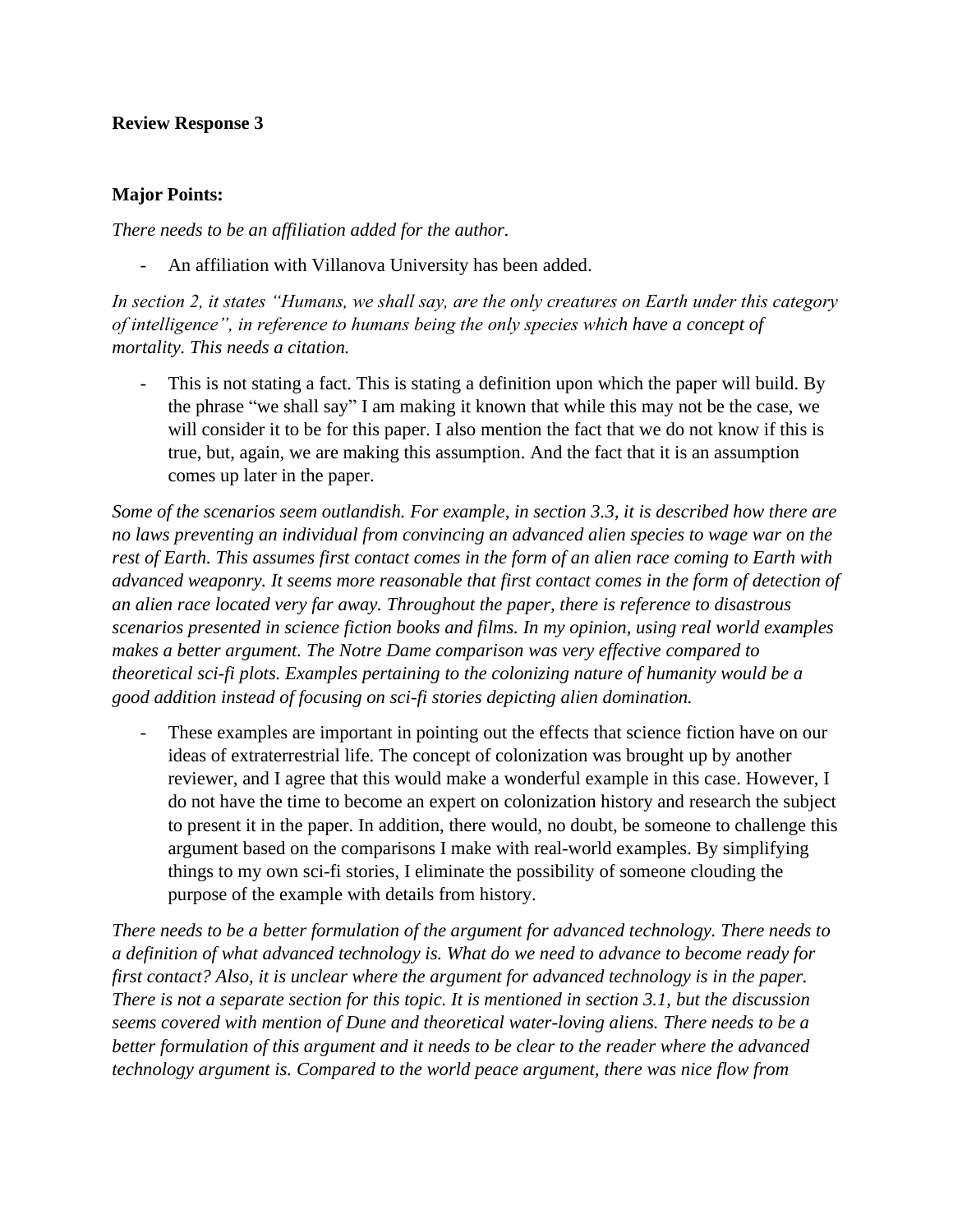**Review Response 3**

**Major Points:**

*There needs to be an affiliation added for the author.*

- An affiliation with Villanova University has been added.

*In section 2, it states "Humans, we shall say, are the only creatures on Earth under this category of intelligence", in reference to humans being the only species which have a concept of mortality. This needs a citation.*

- This is not stating a fact. This is stating a definition upon which the paper will build. By the phrase "we shall say" I am making it known that while this may not be the case, we will consider it to be for this paper. I also mention the fact that we do not know if this is true, but, again, we are making this assumption. And the fact that it is an assumption comes up later in the paper.

*Some of the scenarios seem outlandish. For example, in section 3.3, it is described how there are no laws preventing an individual from convincing an advanced alien species to wage war on the rest of Earth. This assumes first contact comes in the form of an alien race coming to Earth with advanced weaponry. It seems more reasonable that first contact comes in the form of detection of an alien race located very far away. Throughout the paper, there is reference to disastrous scenarios presented in science fiction books and films. In my opinion, using real world examples makes a better argument. The Notre Dame comparison was very effective compared to theoretical sci-fi plots. Examples pertaining to the colonizing nature of humanity would be a good addition instead of focusing on sci-fi stories depicting alien domination.*

- These examples are important in pointing out the effects that science fiction have on our ideas of extraterrestrial life. The concept of colonization was brought up by another reviewer, and I agree that this would make a wonderful example in this case. However, I do not have the time to become an expert on colonization history and research the subject to present it in the paper. In addition, there would, no doubt, be someone to challenge this argument based on the comparisons I make with real-world examples. By simplifying things to my own sci-fi stories, I eliminate the possibility of someone clouding the purpose of the example with details from history.

*There needs to be a better formulation of the argument for advanced technology. There needs to a definition of what advanced technology is. What do we need to advance to become ready for first contact? Also, it is unclear where the argument for advanced technology is in the paper. There is not a separate section for this topic. It is mentioned in section 3.1, but the discussion seems covered with mention of Dune and theoretical water-loving aliens. There needs to be a better formulation of this argument and it needs to be clear to the reader where the advanced technology argument is. Compared to the world peace argument, there was nice flow from*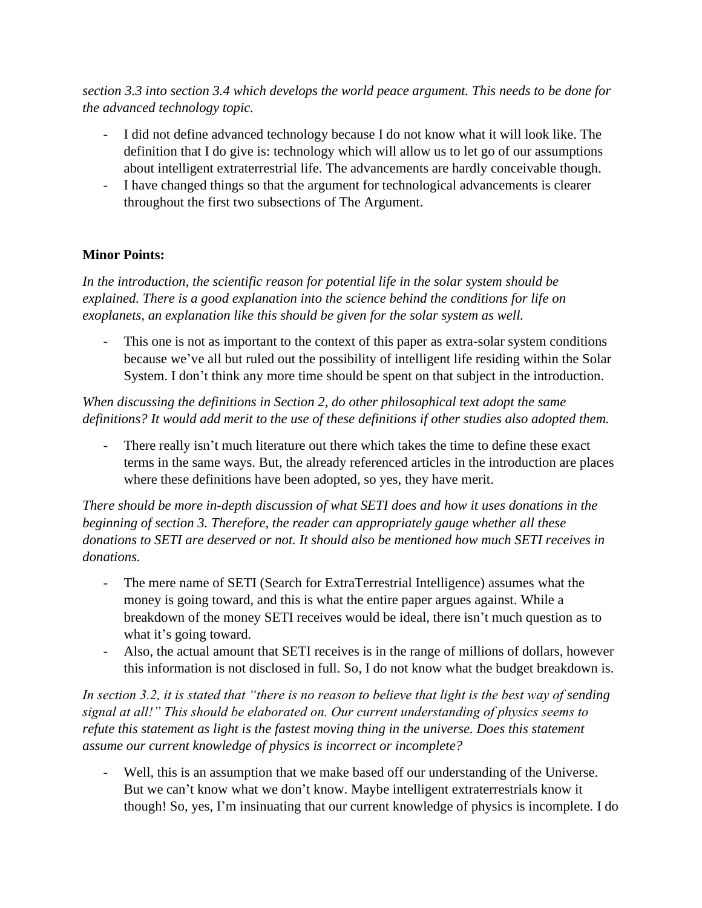*section 3.3 into section 3.4 which develops the world peace argument. This needs to be done for the advanced technology topic.*

- I did not define advanced technology because I do not know what it will look like. The definition that I do give is: technology which will allow us to let go of our assumptions about intelligent extraterrestrial life. The advancements are hardly conceivable though.
- I have changed things so that the argument for technological advancements is clearer throughout the first two subsections of The Argument.

**Minor Points:**

*In the introduction, the scientific reason for potential life in the solar system should be explained. There is a good explanation into the science behind the conditions for life on exoplanets, an explanation like this should be given for the solar system as well.*

- This one is not as important to the context of this paper as extra-solar system conditions because we've all but ruled out the possibility of intelligent life residing within the Solar System. I don't think any more time should be spent on that subject in the introduction.

*When discussing the definitions in Section 2, do other philosophical text adopt the same definitions? It would add merit to the use of these definitions if other studies also adopted them.*

- There really isn't much literature out there which takes the time to define these exact terms in the same ways. But, the already referenced articles in the introduction are places where these definitions have been adopted, so yes, they have merit.

*There should be more in-depth discussion of what SETI does and how it uses donations in the beginning of section 3. Therefore, the reader can appropriately gauge whether all these donations to SETI are deserved or not. It should also be mentioned how much SETI receives in donations.*

- The mere name of SETI (Search for ExtraTerrestrial Intelligence) assumes what the money is going toward, and this is what the entire paper argues against. While a breakdown of the money SETI receives would be ideal, there isn't much question as to what it's going toward.
- Also, the actual amount that SETI receives is in the range of millions of dollars, however this information is not disclosed in full. So, I do not know what the budget breakdown is.

*In section 3.2, it is stated that "there is no reason to believe that light is the best way of sending signal at all!" This should be elaborated on. Our current understanding of physics seems to refute this statement as light is the fastest moving thing in the universe. Does this statement assume our current knowledge of physics is incorrect or incomplete?*

- Well, this is an assumption that we make based off our understanding of the Universe. But we can't know what we don't know. Maybe intelligent extraterrestrials know it though! So, yes, I'm insinuating that our current knowledge of physics is incomplete. I do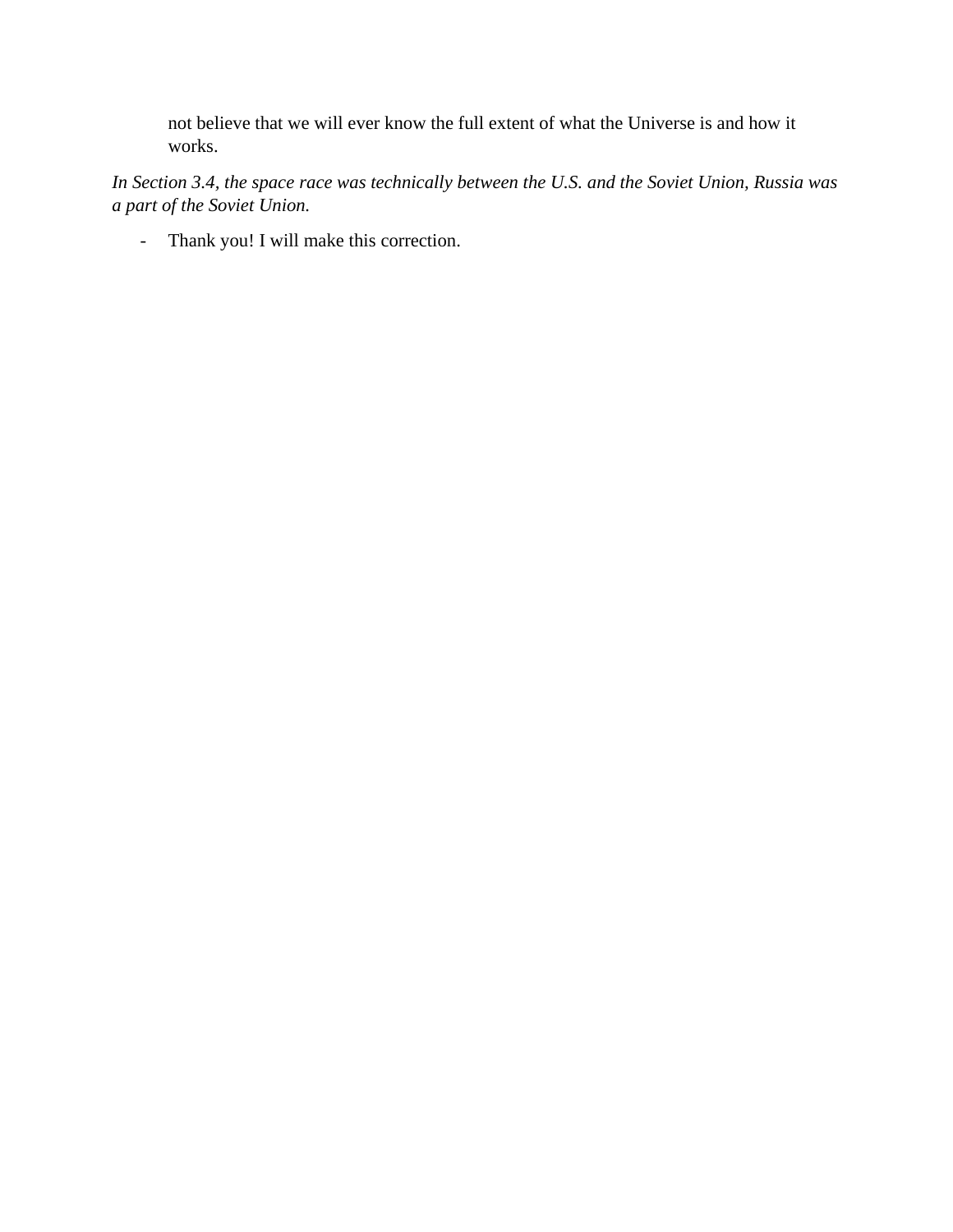not believe that we will ever know the full extent of what the Universe is and how it works.

*In Section 3.4, the space race was technically between the U.S. and the Soviet Union, Russia was a part of the Soviet Union.*

- Thank you! I will make this correction.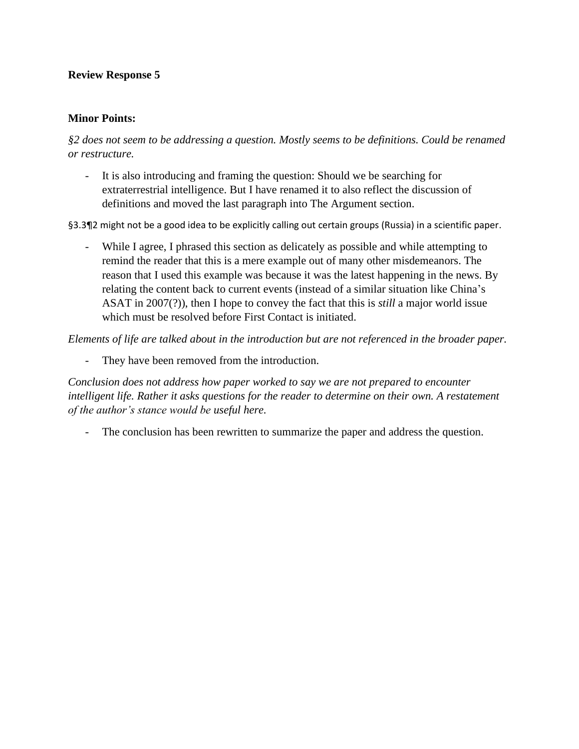**Review Response 5**

**Minor Points:**

*§2 does not seem to be addressing a question. Mostly seems to be definitions. Could be renamed or restructure.*

- It is also introducing and framing the question: Should we be searching for extraterrestrial intelligence. But I have renamed it to also reflect the discussion of definitions and moved the last paragraph into The Argument section.

§3.3¶2 might not be a good idea to be explicitly calling out certain groups (Russia) in a scientific paper.

- While I agree, I phrased this section as delicately as possible and while attempting to remind the reader that this is a mere example out of many other misdemeanors. The reason that I used this example was because it was the latest happening in the news. By relating the content back to current events (instead of a similar situation like China's ASAT in 2007(?)), then I hope to convey the fact that this is *still* a major world issue which must be resolved before First Contact is initiated.

*Elements of life are talked about in the introduction but are not referenced in the broader paper.*

- They have been removed from the introduction.

*Conclusion does not address how paper worked to say we are not prepared to encounter intelligent life. Rather it asks questions for the reader to determine on their own. A restatement of the author's stance would be useful here.*

- The conclusion has been rewritten to summarize the paper and address the question.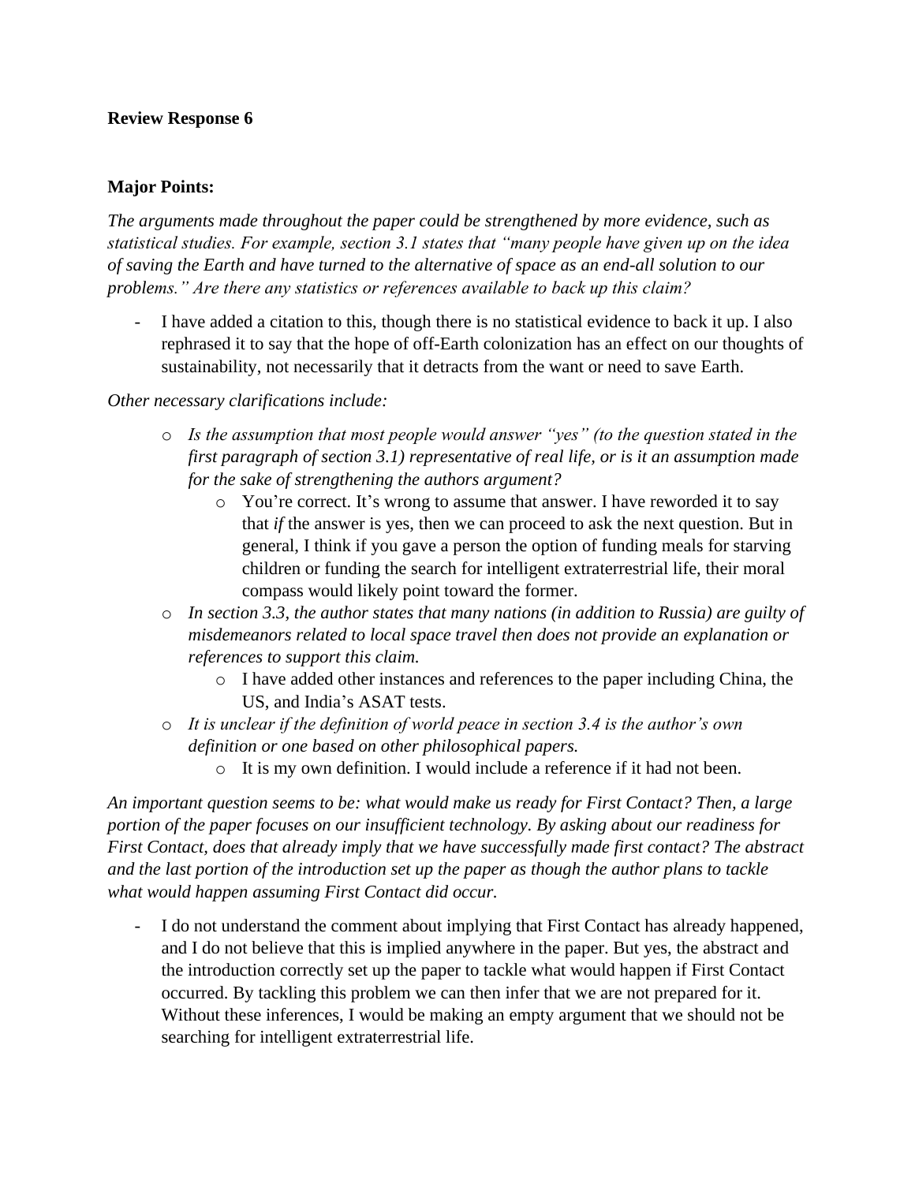**Review Response 6**

**Major Points:**

*The arguments made throughout the paper could be strengthened by more evidence, such as statistical studies. For example, section 3.1 states that "many people have given up on the idea of saving the Earth and have turned to the alternative of space as an end-all solution to our problems." Are there any statistics or references available to back up this claim?*

- I have added a citation to this, though there is no statistical evidence to back it up. I also rephrased it to say that the hope of off-Earth colonization has an effect on our thoughts of sustainability, not necessarily that it detracts from the want or need to save Earth.

*Other necessary clarifications include:*

- *Is the assumption that most people would answer "yes" (to the question stated in the first paragraph of section 3.1) representative of real life, or is it an assumption made for the sake of strengthening the authors argument?*
  - You're correct. It's wrong to assume that answer. I have reworded it to say that *if* the answer is yes, then we can proceed to ask the next question. But in general, I think if you gave a person the option of funding meals for starving children or funding the search for intelligent extraterrestrial life, their moral compass would likely point toward the former.
- *In section 3.3, the author states that many nations (in addition to Russia) are guilty of misdemeanors related to local space travel then does not provide an explanation or references to support this claim.*
  - I have added other instances and references to the paper including China, the US, and India's ASAT tests.
- *It is unclear if the definition of world peace in section 3.4 is the author's own definition or one based on other philosophical papers.*
  - It is my own definition. I would include a reference if it had not been.

*An important question seems to be: what would make us ready for First Contact? Then, a large portion of the paper focuses on our insufficient technology. By asking about our readiness for First Contact, does that already imply that we have successfully made first contact? The abstract and the last portion of the introduction set up the paper as though the author plans to tackle what would happen assuming First Contact did occur.*

- I do not understand the comment about implying that First Contact has already happened, and I do not believe that this is implied anywhere in the paper. But yes, the abstract and the introduction correctly set up the paper to tackle what would happen if First Contact occurred. By tackling this problem we can then infer that we are not prepared for it. Without these inferences, I would be making an empty argument that we should not be searching for intelligent extraterrestrial life.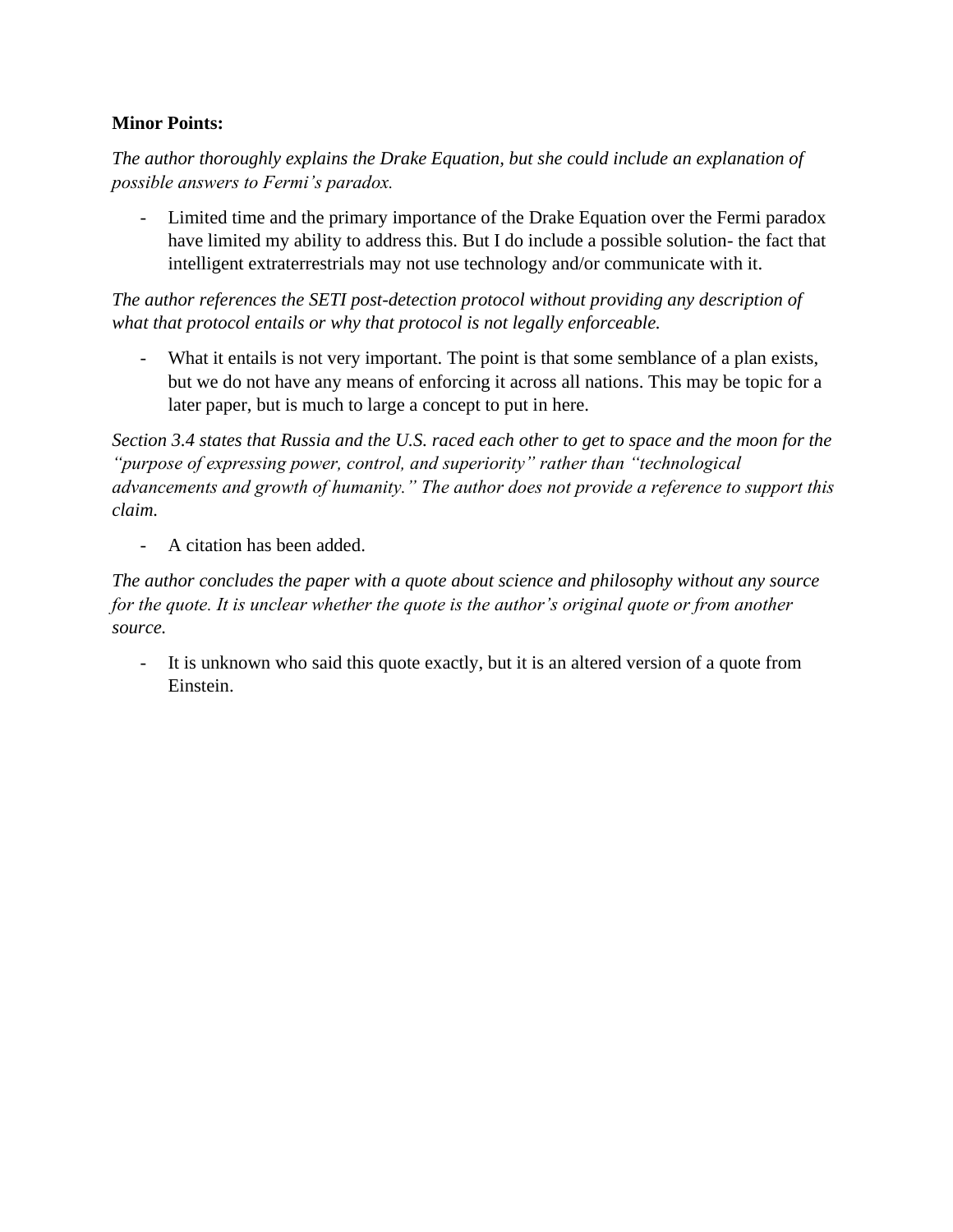**Minor Points:**

*The author thoroughly explains the Drake Equation, but she could include an explanation of possible answers to Fermi's paradox.*

- Limited time and the primary importance of the Drake Equation over the Fermi paradox have limited my ability to address this. But I do include a possible solution- the fact that intelligent extraterrestrials may not use technology and/or communicate with it.

*The author references the SETI post-detection protocol without providing any description of what that protocol entails or why that protocol is not legally enforceable.*

- What it entails is not very important. The point is that some semblance of a plan exists, but we do not have any means of enforcing it across all nations. This may be topic for a later paper, but is much to large a concept to put in here.

*Section 3.4 states that Russia and the U.S. raced each other to get to space and the moon for the "purpose of expressing power, control, and superiority" rather than "technological advancements and growth of humanity." The author does not provide a reference to support this claim.*

- A citation has been added.

*The author concludes the paper with a quote about science and philosophy without any source for the quote. It is unclear whether the quote is the author's original quote or from another source.*

- It is unknown who said this quote exactly, but it is an altered version of a quote from Einstein.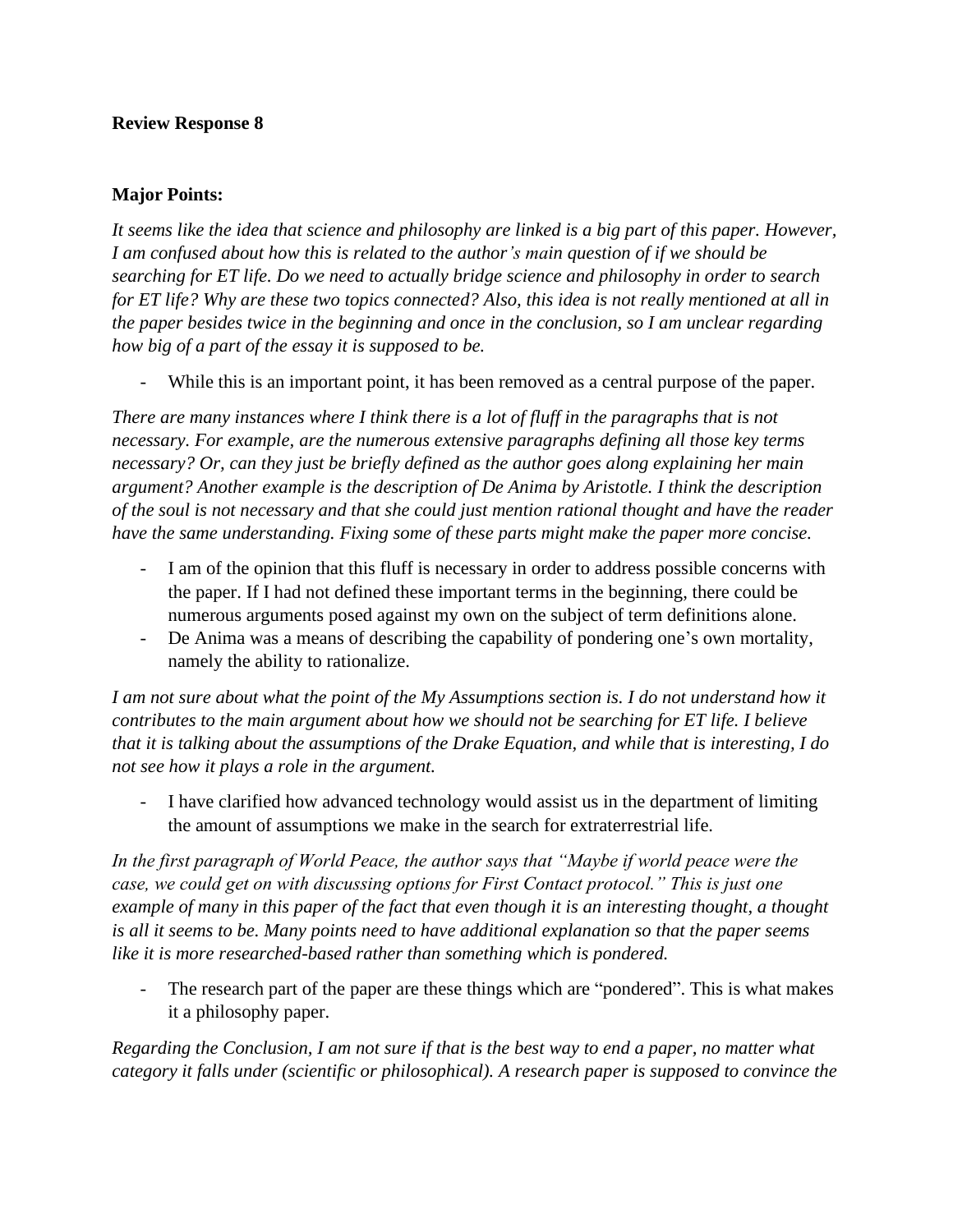**Review Response 8**

**Major Points:**

*It seems like the idea that science and philosophy are linked is a big part of this paper. However, I am confused about how this is related to the author's main question of if we should be searching for ET life. Do we need to actually bridge science and philosophy in order to search for ET life? Why are these two topics connected? Also, this idea is not really mentioned at all in the paper besides twice in the beginning and once in the conclusion, so I am unclear regarding how big of a part of the essay it is supposed to be.*

- While this is an important point, it has been removed as a central purpose of the paper.

*There are many instances where I think there is a lot of fluff in the paragraphs that is not necessary. For example, are the numerous extensive paragraphs defining all those key terms necessary? Or, can they just be briefly defined as the author goes along explaining her main argument? Another example is the description of De Anima by Aristotle. I think the description of the soul is not necessary and that she could just mention rational thought and have the reader have the same understanding. Fixing some of these parts might make the paper more concise.*

- I am of the opinion that this fluff is necessary in order to address possible concerns with the paper. If I had not defined these important terms in the beginning, there could be numerous arguments posed against my own on the subject of term definitions alone.
- De Anima was a means of describing the capability of pondering one's own mortality, namely the ability to rationalize.

*I am not sure about what the point of the My Assumptions section is. I do not understand how it contributes to the main argument about how we should not be searching for ET life. I believe that it is talking about the assumptions of the Drake Equation, and while that is interesting, I do not see how it plays a role in the argument.*

- I have clarified how advanced technology would assist us in the department of limiting the amount of assumptions we make in the search for extraterrestrial life.

*In the first paragraph of World Peace, the author says that "Maybe if world peace were the case, we could get on with discussing options for First Contact protocol." This is just one example of many in this paper of the fact that even though it is an interesting thought, a thought is all it seems to be. Many points need to have additional explanation so that the paper seems like it is more researched-based rather than something which is pondered.*

- The research part of the paper are these things which are "pondered". This is what makes it a philosophy paper.

*Regarding the Conclusion, I am not sure if that is the best way to end a paper, no matter what category it falls under (scientific or philosophical). A research paper is supposed to convince the*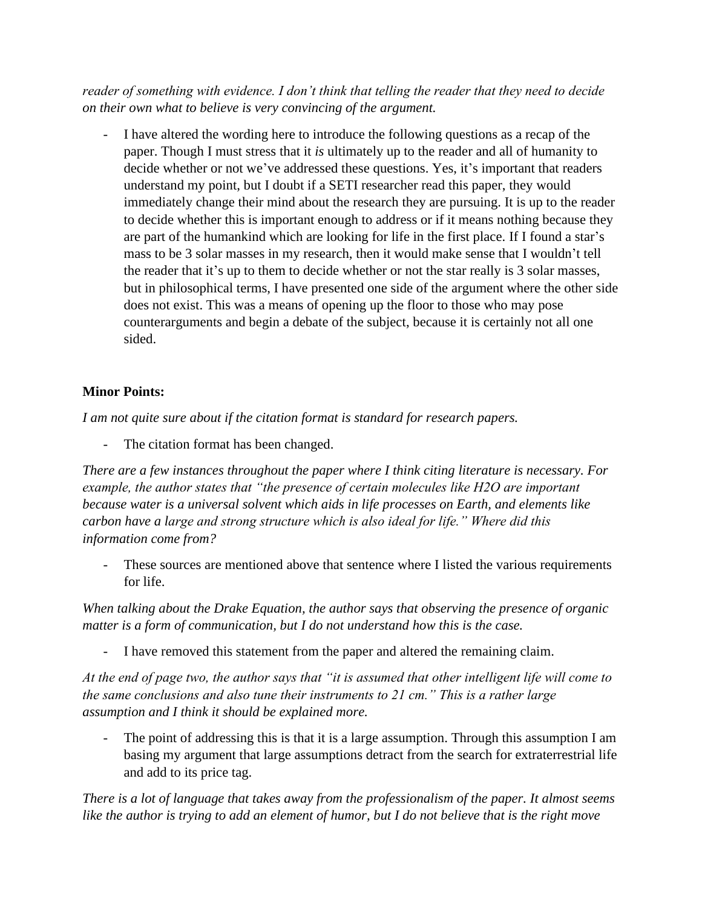*reader of something with evidence. I don't think that telling the reader that they need to decide on their own what to believe is very convincing of the argument.*

- I have altered the wording here to introduce the following questions as a recap of the paper. Though I must stress that it *is* ultimately up to the reader and all of humanity to decide whether or not we've addressed these questions. Yes, it's important that readers understand my point, but I doubt if a SETI researcher read this paper, they would immediately change their mind about the research they are pursuing. It is up to the reader to decide whether this is important enough to address or if it means nothing because they are part of the humankind which are looking for life in the first place. If I found a star's mass to be 3 solar masses in my research, then it would make sense that I wouldn't tell the reader that it's up to them to decide whether or not the star really is 3 solar masses, but in philosophical terms, I have presented one side of the argument where the other side does not exist. This was a means of opening up the floor to those who may pose counterarguments and begin a debate of the subject, because it is certainly not all one sided.

**Minor Points:**

*I am not quite sure about if the citation format is standard for research papers.*

- The citation format has been changed.

*There are a few instances throughout the paper where I think citing literature is necessary. For example, the author states that "the presence of certain molecules like H2O are important because water is a universal solvent which aids in life processes on Earth, and elements like carbon have a large and strong structure which is also ideal for life." Where did this information come from?*

- These sources are mentioned above that sentence where I listed the various requirements for life.

*When talking about the Drake Equation, the author says that observing the presence of organic matter is a form of communication, but I do not understand how this is the case.*

- I have removed this statement from the paper and altered the remaining claim.

*At the end of page two, the author says that "it is assumed that other intelligent life will come to the same conclusions and also tune their instruments to 21 cm." This is a rather large assumption and I think it should be explained more.*

- The point of addressing this is that it is a large assumption. Through this assumption I am basing my argument that large assumptions detract from the search for extraterrestrial life and add to its price tag.

*There is a lot of language that takes away from the professionalism of the paper. It almost seems like the author is trying to add an element of humor, but I do not believe that is the right move*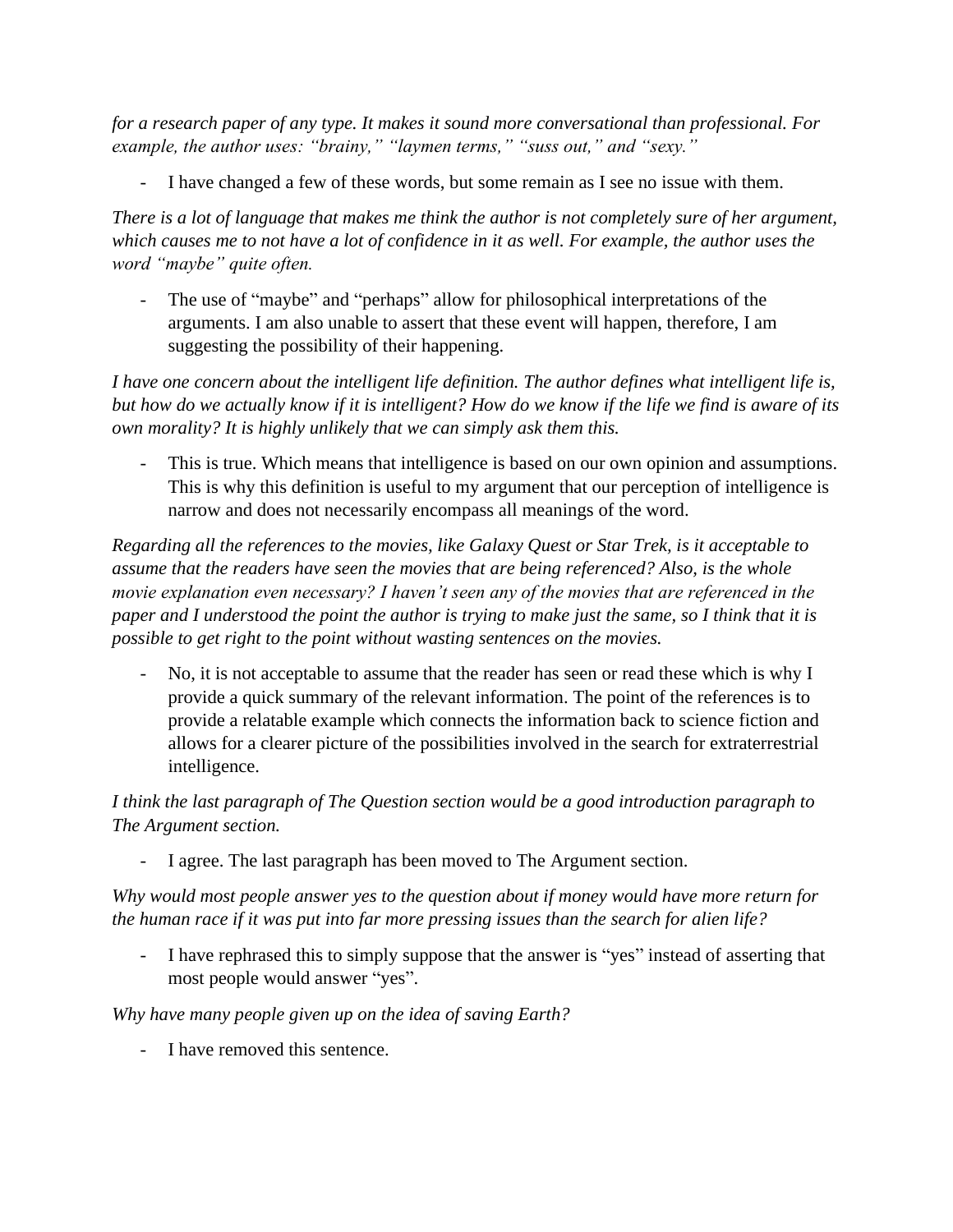*for a research paper of any type. It makes it sound more conversational than professional. For example, the author uses: "brainy," "laymen terms," "suss out," and "sexy."*

- I have changed a few of these words, but some remain as I see no issue with them.

*There is a lot of language that makes me think the author is not completely sure of her argument, which causes me to not have a lot of confidence in it as well. For example, the author uses the word "maybe" quite often.*

- The use of "maybe" and "perhaps" allow for philosophical interpretations of the arguments. I am also unable to assert that these event will happen, therefore, I am suggesting the possibility of their happening.

*I have one concern about the intelligent life definition. The author defines what intelligent life is, but how do we actually know if it is intelligent? How do we know if the life we find is aware of its own morality? It is highly unlikely that we can simply ask them this.*

- This is true. Which means that intelligence is based on our own opinion and assumptions. This is why this definition is useful to my argument that our perception of intelligence is narrow and does not necessarily encompass all meanings of the word.

*Regarding all the references to the movies, like Galaxy Quest or Star Trek, is it acceptable to assume that the readers have seen the movies that are being referenced? Also, is the whole movie explanation even necessary? I haven't seen any of the movies that are referenced in the paper and I understood the point the author is trying to make just the same, so I think that it is possible to get right to the point without wasting sentences on the movies.*

- No, it is not acceptable to assume that the reader has seen or read these which is why I provide a quick summary of the relevant information. The point of the references is to provide a relatable example which connects the information back to science fiction and allows for a clearer picture of the possibilities involved in the search for extraterrestrial intelligence.

*I think the last paragraph of The Question section would be a good introduction paragraph to The Argument section.*

- I agree. The last paragraph has been moved to The Argument section.

*Why would most people answer yes to the question about if money would have more return for the human race if it was put into far more pressing issues than the search for alien life?*

- I have rephrased this to simply suppose that the answer is "yes" instead of asserting that most people would answer "yes".

*Why have many people given up on the idea of saving Earth?*

- I have removed this sentence.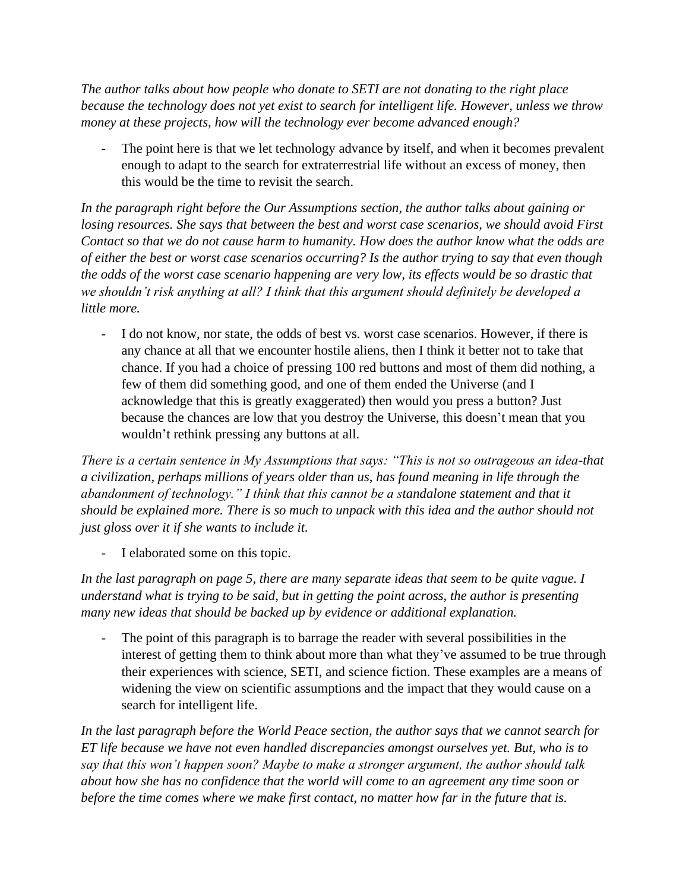*The author talks about how people who donate to SETI are not donating to the right place because the technology does not yet exist to search for intelligent life. However, unless we throw money at these projects, how will the technology ever become advanced enough?*

- The point here is that we let technology advance by itself, and when it becomes prevalent enough to adapt to the search for extraterrestrial life without an excess of money, then this would be the time to revisit the search.

*In the paragraph right before the Our Assumptions section, the author talks about gaining or losing resources. She says that between the best and worst case scenarios, we should avoid First Contact so that we do not cause harm to humanity. How does the author know what the odds are of either the best or worst case scenarios occurring? Is the author trying to say that even though the odds of the worst case scenario happening are very low, its effects would be so drastic that we shouldn't risk anything at all? I think that this argument should definitely be developed a little more.*

- I do not know, nor state, the odds of best vs. worst case scenarios. However, if there is any chance at all that we encounter hostile aliens, then I think it better not to take that chance. If you had a choice of pressing 100 red buttons and most of them did nothing, a few of them did something good, and one of them ended the Universe (and I acknowledge that this is greatly exaggerated) then would you press a button? Just because the chances are low that you destroy the Universe, this doesn't mean that you wouldn't rethink pressing any buttons at all.

*There is a certain sentence in My Assumptions that says: "This is not so outrageous an idea-that a civilization, perhaps millions of years older than us, has found meaning in life through the abandonment of technology." I think that this cannot be a standalone statement and that it should be explained more. There is so much to unpack with this idea and the author should not just gloss over it if she wants to include it.*

- I elaborated some on this topic.

*In the last paragraph on page 5, there are many separate ideas that seem to be quite vague. I understand what is trying to be said, but in getting the point across, the author is presenting many new ideas that should be backed up by evidence or additional explanation.*

- The point of this paragraph is to barrage the reader with several possibilities in the interest of getting them to think about more than what they've assumed to be true through their experiences with science, SETI, and science fiction. These examples are a means of widening the view on scientific assumptions and the impact that they would cause on a search for intelligent life.

*In the last paragraph before the World Peace section, the author says that we cannot search for ET life because we have not even handled discrepancies amongst ourselves yet. But, who is to say that this won't happen soon? Maybe to make a stronger argument, the author should talk about how she has no confidence that the world will come to an agreement any time soon or before the time comes where we make first contact, no matter how far in the future that is.*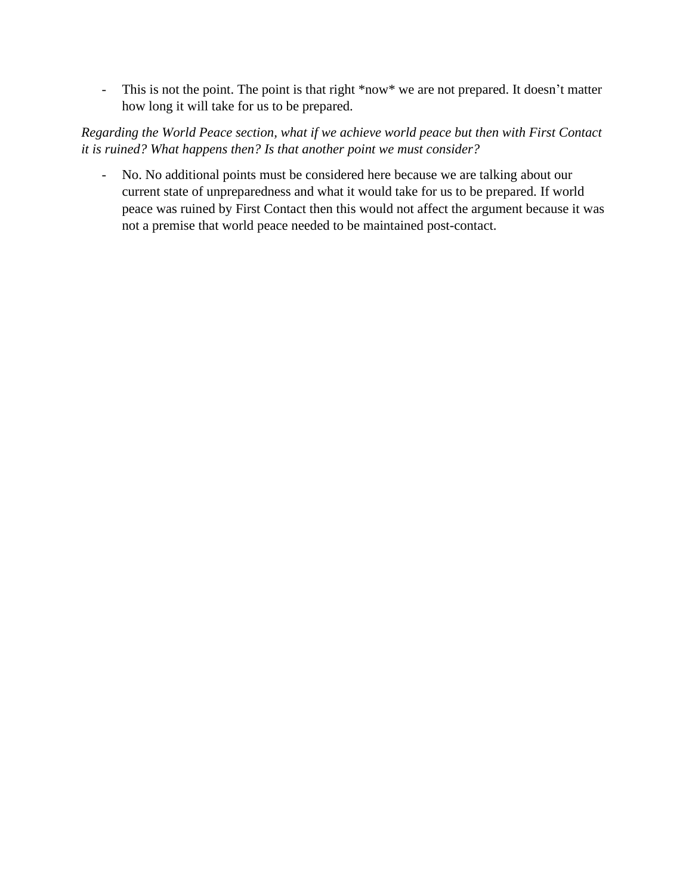- This is not the point. The point is that right *now* we are not prepared. It doesn't matter how long it will take for us to be prepared.

*Regarding the World Peace section, what if we achieve world peace but then with First Contact it is ruined? What happens then? Is that another point we must consider?*

- No. No additional points must be considered here because we are talking about our current state of unpreparedness and what it would take for us to be prepared. If world peace was ruined by First Contact then this would not affect the argument because it was not a premise that world peace needed to be maintained post-contact.